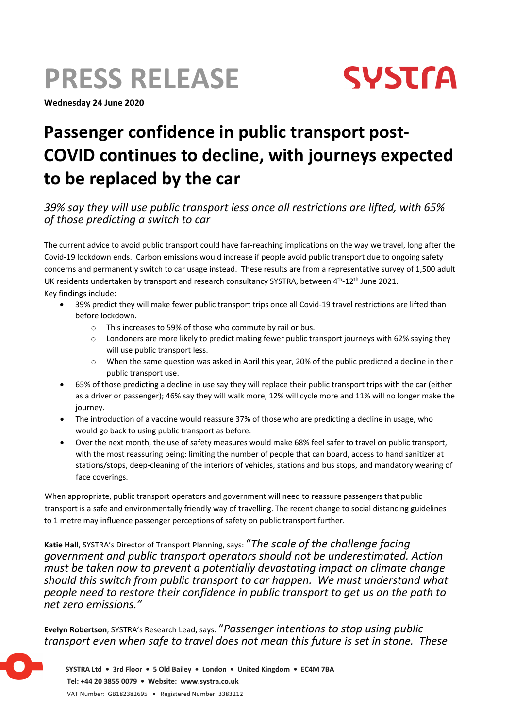# PRESS RELEASE

SYSTRA

**Wednesday 24 June 2020**

# Passenger confidence in public transport post-COVID continues to decline, with journeys expected to be replaced by the car

*39% say they will use public transport less once all restrictions are lifted, with 65% of those predicting a switch to car*

The current advice to avoid public transport could have far-reaching implications on the way we travel, long after the Covid-19 lockdown ends. Carbon emissions would increase if people avoid public transport due to ongoing safety concerns and permanently switch to car usage instead. These results are from a representative survey of 1,500 adult UK residents undertaken by transport and research consultancy SYSTRA, between 4th-12th June 2021.

Key findings include:

- 39% predict they will make fewer public transport trips once all Covid-19 travel restrictions are lifted than before lockdown.
  - This increases to 59% of those who commute by rail or bus.
  - Londoners are more likely to predict making fewer public transport journeys with 62% saying they will use public transport less.
  - When the same question was asked in April this year, 20% of the public predicted a decline in their public transport use.
- 65% of those predicting a decline in use say they will replace their public transport trips with the car (either as a driver or passenger); 46% say they will walk more, 12% will cycle more and 11% will no longer make the journey.
- The introduction of a vaccine would reassure 37% of those who are predicting a decline in usage, who would go back to using public transport as before.
- Over the next month, the use of safety measures would make 68% feel safer to travel on public transport, with the most reassuring being: limiting the number of people that can board, access to hand sanitizer at stations/stops, deep-cleaning of the interiors of vehicles, stations and bus stops, and mandatory wearing of face coverings.

When appropriate, public transport operators and government will need to reassure passengers that public transport is a safe and environmentally friendly way of travelling. The recent change to social distancing guidelines to 1 metre may influence passenger perceptions of safety on public transport further.

**Katie Hall**, SYSTRA's Director of Transport Planning, says: *"The scale of the challenge facing government and public transport operators should not be underestimated. Action must be taken now to prevent a potentially devastating impact on climate change should this switch from public transport to car happen. We must understand what people need to restore their confidence in public transport to get us on the path to net zero emissions."*

**Evelyn Robertson**, SYSTRA's Research Lead, says: *"Passenger intentions to stop using public transport even when safe to travel does not mean this future is set in stone. These*

**SYSTRA Ltd • 3rd Floor • 5 Old Bailey • London • United Kingdom • EC4M 7BA**
**Tel: +44 20 3855 0079 • Website: www.systra.co.uk**
VAT Number: GB182382695 • Registered Number: 3383212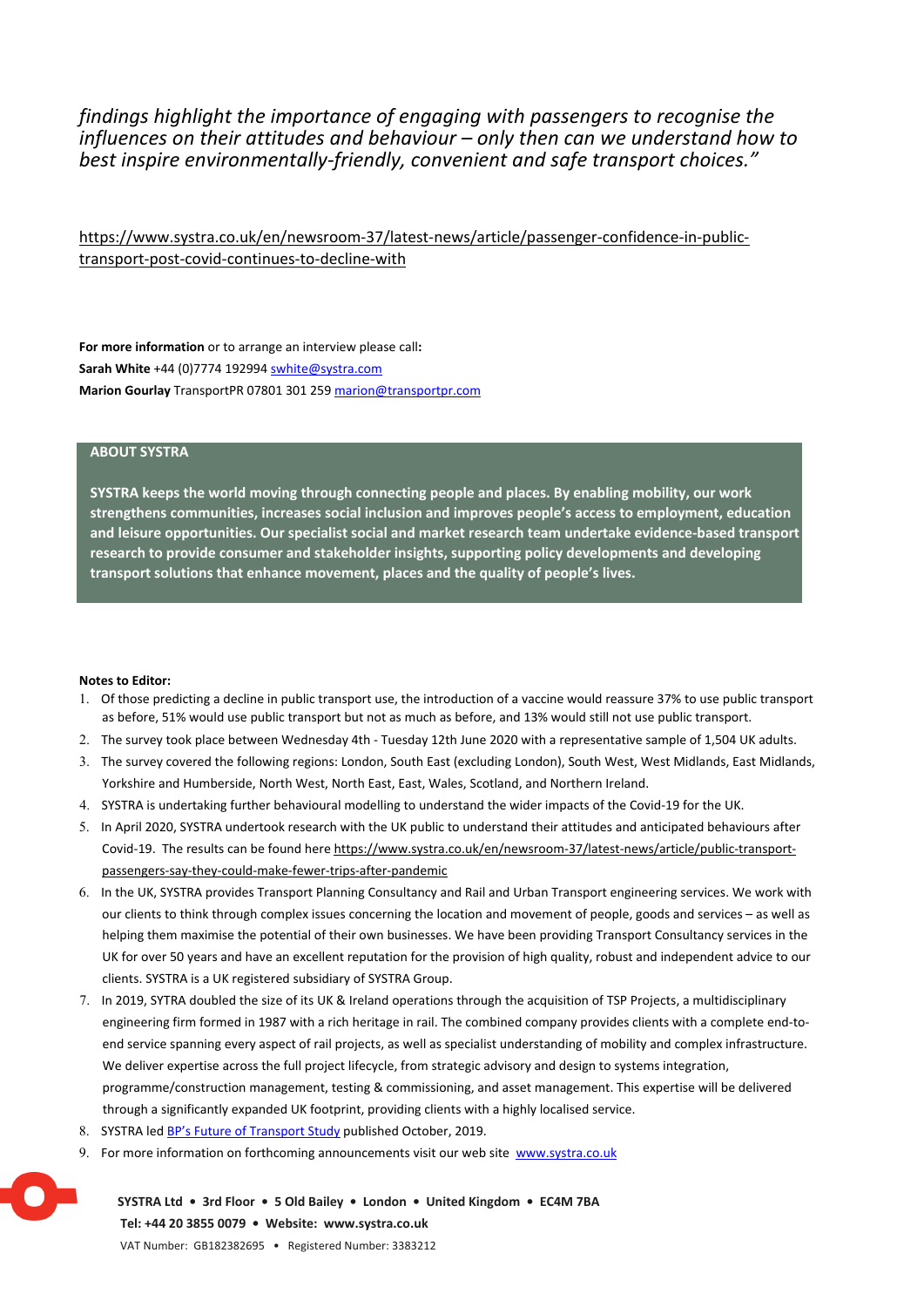*findings highlight the importance of engaging with passengers to recognise the influences on their attitudes and behaviour – only then can we understand how to best inspire environmentally-friendly, convenient and safe transport choices."*

https://www.systra.co.uk/en/newsroom-37/latest-news/article/passenger-confidence-in-public-transport-post-covid-continues-to-decline-with

**For more information** or to arrange an interview please call**:**
**Sarah White** +44 (0)7774 192994 swhite@systra.com
**Marion Gourlay** TransportPR 07801 301 259 marion@transportpr.com

**ABOUT SYSTRA**

**SYSTRA keeps the world moving through connecting people and places. By enabling mobility, our work strengthens communities, increases social inclusion and improves people's access to employment, education and leisure opportunities. Our specialist social and market research team undertake evidence-based transport research to provide consumer and stakeholder insights, supporting policy developments and developing transport solutions that enhance movement, places and the quality of people's lives.**

**Notes to Editor:**

1. Of those predicting a decline in public transport use, the introduction of a vaccine would reassure 37% to use public transport as before, 51% would use public transport but not as much as before, and 13% would still not use public transport.
2. The survey took place between Wednesday 4th - Tuesday 12th June 2020 with a representative sample of 1,504 UK adults.
3. The survey covered the following regions: London, South East (excluding London), South West, West Midlands, East Midlands, Yorkshire and Humberside, North West, North East, East, Wales, Scotland, and Northern Ireland.
4. SYSTRA is undertaking further behavioural modelling to understand the wider impacts of the Covid-19 for the UK.
5. In April 2020, SYSTRA undertook research with the UK public to understand their attitudes and anticipated behaviours after Covid-19. The results can be found here https://www.systra.co.uk/en/newsroom-37/latest-news/article/public-transport-passengers-say-they-could-make-fewer-trips-after-pandemic
6. In the UK, SYSTRA provides Transport Planning Consultancy and Rail and Urban Transport engineering services. We work with our clients to think through complex issues concerning the location and movement of people, goods and services – as well as helping them maximise the potential of their own businesses. We have been providing Transport Consultancy services in the UK for over 50 years and have an excellent reputation for the provision of high quality, robust and independent advice to our clients. SYSTRA is a UK registered subsidiary of SYSTRA Group.
7. In 2019, SYTRA doubled the size of its UK & Ireland operations through the acquisition of TSP Projects, a multidisciplinary engineering firm formed in 1987 with a rich heritage in rail. The combined company provides clients with a complete end-to-end service spanning every aspect of rail projects, as well as specialist understanding of mobility and complex infrastructure. We deliver expertise across the full project lifecycle, from strategic advisory and design to systems integration, programme/construction management, testing & commissioning, and asset management. This expertise will be delivered through a significantly expanded UK footprint, providing clients with a highly localised service.
8. SYSTRA led BP's Future of Transport Study published October, 2019.
9. For more information on forthcoming announcements visit our web site www.systra.co.uk

**SYSTRA Ltd • 3rd Floor • 5 Old Bailey • London • United Kingdom • EC4M 7BA**
**Tel: +44 20 3855 0079 • Website: www.systra.co.uk**
VAT Number: GB182382695 • Registered Number: 3383212